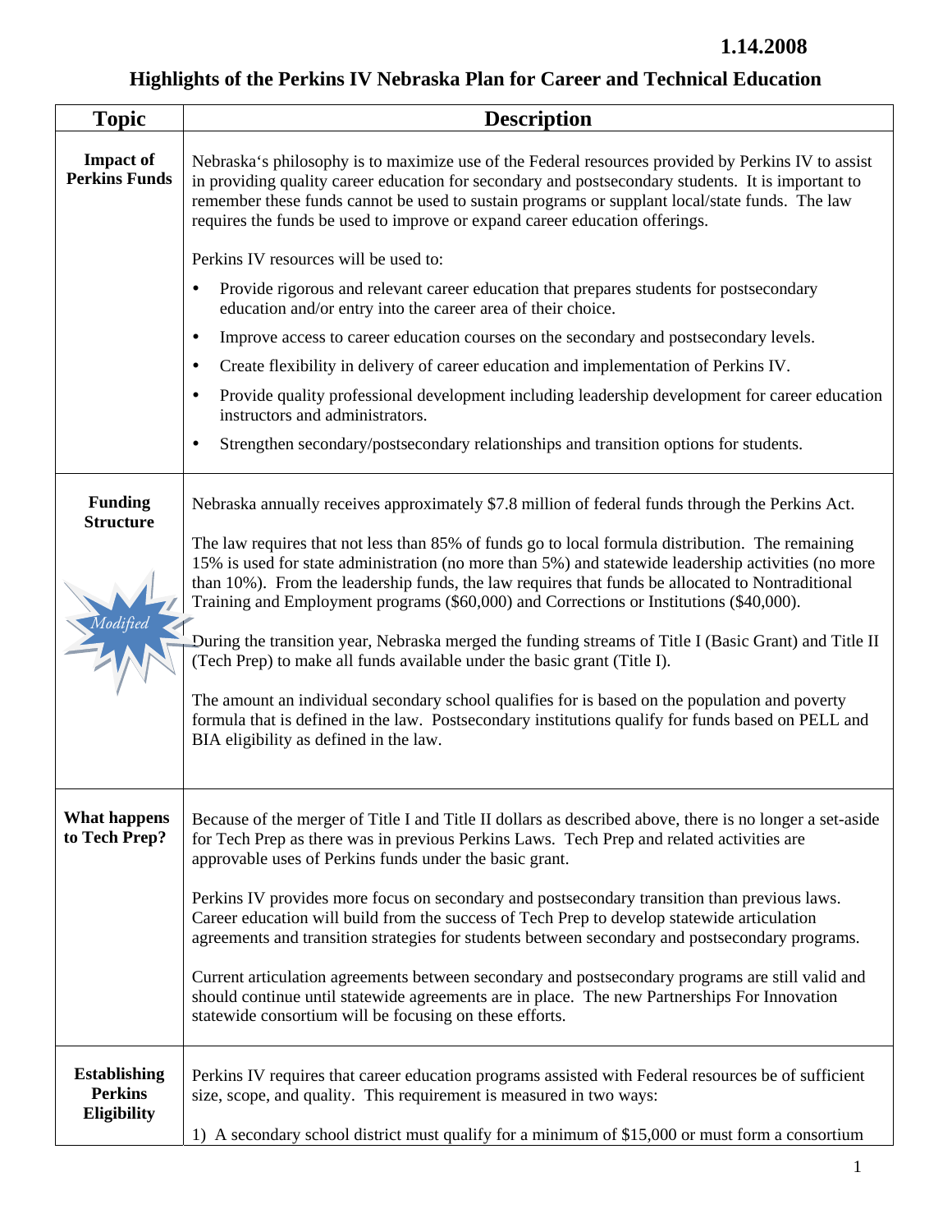1.14.2008

# Highlights of the Perkins IV Nebraska Plan for Career and Technical Education

| Topic | Description |
|---|---|
| **Impact of Perkins Funds** | Nebraska's philosophy is to maximize use of the Federal resources provided by Perkins IV to assist in providing quality career education for secondary and postsecondary students. It is important to remember these funds cannot be used to sustain programs or supplant local/state funds. The law requires the funds be used to improve or expand career education offerings.<br><br>Perkins IV resources will be used to:<br><br>• Provide rigorous and relevant career education that prepares students for postsecondary education and/or entry into the career area of their choice.<br>• Improve access to career education courses on the secondary and postsecondary levels.<br>• Create flexibility in delivery of career education and implementation of Perkins IV.<br>• Provide quality professional development including leadership development for career education instructors and administrators.<br>• Strengthen secondary/postsecondary relationships and transition options for students. |
| **Funding Structure**<br><br>*Modified* | Nebraska annually receives approximately $7.8 million of federal funds through the Perkins Act.<br><br>The law requires that not less than 85% of funds go to local formula distribution. The remaining 15% is used for state administration (no more than 5%) and statewide leadership activities (no more than 10%). From the leadership funds, the law requires that funds be allocated to Nontraditional Training and Employment programs ($60,000) and Corrections or Institutions ($40,000).<br><br>During the transition year, Nebraska merged the funding streams of Title I (Basic Grant) and Title II (Tech Prep) to make all funds available under the basic grant (Title I).<br><br>The amount an individual secondary school qualifies for is based on the population and poverty formula that is defined in the law. Postsecondary institutions qualify for funds based on PELL and BIA eligibility as defined in the law. |
| **What happens to Tech Prep?** | Because of the merger of Title I and Title II dollars as described above, there is no longer a set-aside for Tech Prep as there was in previous Perkins Laws. Tech Prep and related activities are approvable uses of Perkins funds under the basic grant.<br><br>Perkins IV provides more focus on secondary and postsecondary transition than previous laws. Career education will build from the success of Tech Prep to develop statewide articulation agreements and transition strategies for students between secondary and postsecondary programs.<br><br>Current articulation agreements between secondary and postsecondary programs are still valid and should continue until statewide agreements are in place. The new Partnerships For Innovation statewide consortium will be focusing on these efforts. |
| **Establishing Perkins Eligibility** | Perkins IV requires that career education programs assisted with Federal resources be of sufficient size, scope, and quality. This requirement is measured in two ways:<br><br>1) A secondary school district must qualify for a minimum of $15,000 or must form a consortium |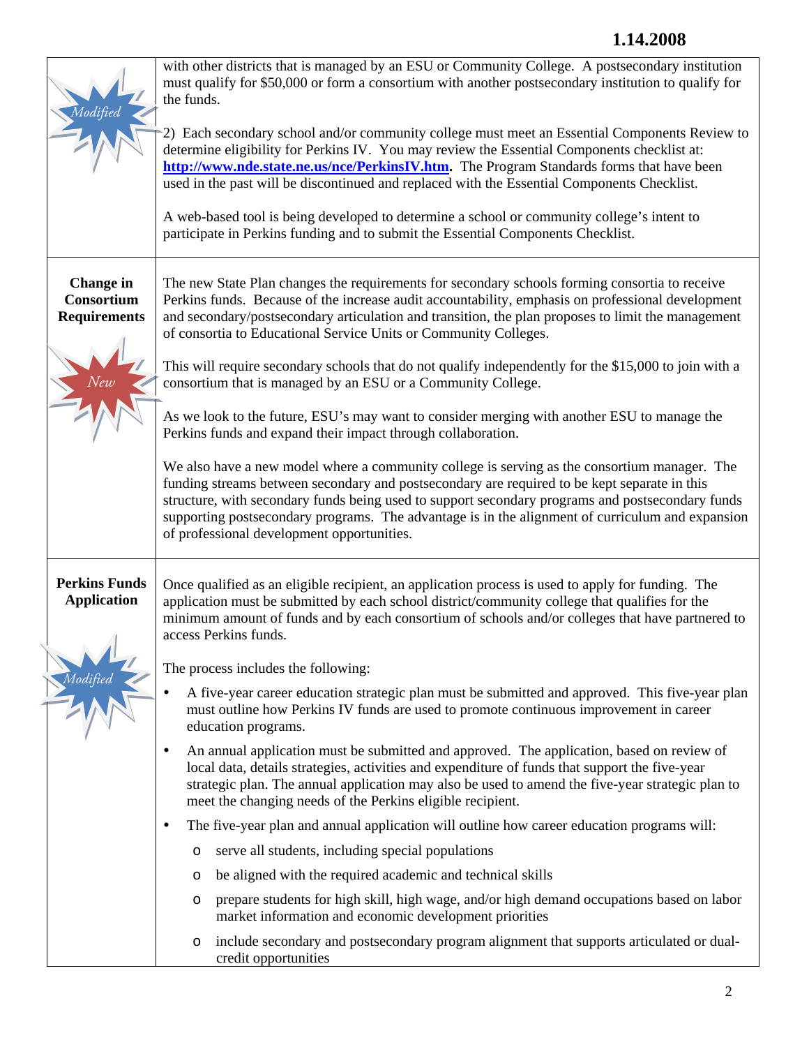| | |
|---|---|
| *Modified* | with other districts that is managed by an ESU or Community College. A postsecondary institution must qualify for $50,000 or form a consortium with another postsecondary institution to qualify for the funds.<br><br>2) Each secondary school and/or community college must meet an Essential Components Review to determine eligibility for Perkins IV. You may review the Essential Components checklist at: **[http://www.nde.state.ne.us/nce/PerkinsIV.htm](http://www.nde.state.ne.us/nce/PerkinsIV.htm).** The Program Standards forms that have been used in the past will be discontinued and replaced with the Essential Components Checklist.<br><br>A web-based tool is being developed to determine a school or community college's intent to participate in Perkins funding and to submit the Essential Components Checklist. |
| **Change in Consortium Requirements**<br><br>*New* | The new State Plan changes the requirements for secondary schools forming consortia to receive Perkins funds. Because of the increase audit accountability, emphasis on professional development and secondary/postsecondary articulation and transition, the plan proposes to limit the management of consortia to Educational Service Units or Community Colleges.<br><br>This will require secondary schools that do not qualify independently for the $15,000 to join with a consortium that is managed by an ESU or a Community College.<br><br>As we look to the future, ESU's may want to consider merging with another ESU to manage the Perkins funds and expand their impact through collaboration.<br><br>We also have a new model where a community college is serving as the consortium manager. The funding streams between secondary and postsecondary are required to be kept separate in this structure, with secondary funds being used to support secondary programs and postsecondary funds supporting postsecondary programs. The advantage is in the alignment of curriculum and expansion of professional development opportunities. |
| **Perkins Funds Application**<br><br>*Modified* | Once qualified as an eligible recipient, an application process is used to apply for funding. The application must be submitted by each school district/community college that qualifies for the minimum amount of funds and by each consortium of schools and/or colleges that have partnered to access Perkins funds.<br><br>The process includes the following:<br><br>• A five-year career education strategic plan must be submitted and approved. This five-year plan must outline how Perkins IV funds are used to promote continuous improvement in career education programs.<br><br>• An annual application must be submitted and approved. The application, based on review of local data, details strategies, activities and expenditure of funds that support the five-year strategic plan. The annual application may also be used to amend the five-year strategic plan to meet the changing needs of the Perkins eligible recipient.<br><br>• The five-year plan and annual application will outline how career education programs will:<br>&nbsp;&nbsp;&nbsp;&nbsp;o serve all students, including special populations<br>&nbsp;&nbsp;&nbsp;&nbsp;o be aligned with the required academic and technical skills<br>&nbsp;&nbsp;&nbsp;&nbsp;o prepare students for high skill, high wage, and/or high demand occupations based on labor market information and economic development priorities<br>&nbsp;&nbsp;&nbsp;&nbsp;o include secondary and postsecondary program alignment that supports articulated or dual-credit opportunities |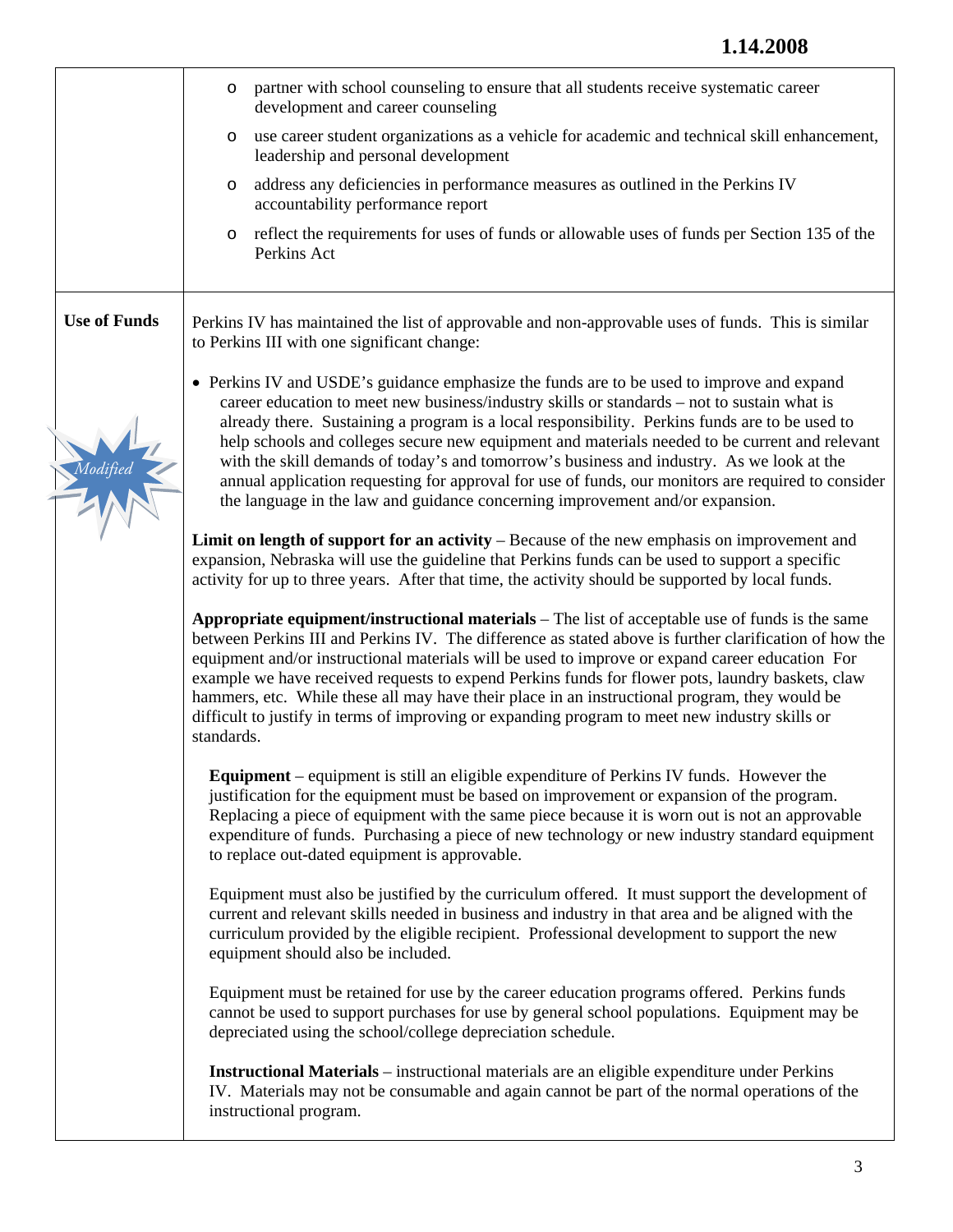- partner with school counseling to ensure that all students receive systematic career development and career counseling
- use career student organizations as a vehicle for academic and technical skill enhancement, leadership and personal development
- address any deficiencies in performance measures as outlined in the Perkins IV accountability performance report
- reflect the requirements for uses of funds or allowable uses of funds per Section 135 of the Perkins Act

**Use of Funds**

*Modified*

Perkins IV has maintained the list of approvable and non-approvable uses of funds. This is similar to Perkins III with one significant change:

- Perkins IV and USDE's guidance emphasize the funds are to be used to improve and expand career education to meet new business/industry skills or standards – not to sustain what is already there. Sustaining a program is a local responsibility. Perkins funds are to be used to help schools and colleges secure new equipment and materials needed to be current and relevant with the skill demands of today's and tomorrow's business and industry. As we look at the annual application requesting for approval for use of funds, our monitors are required to consider the language in the law and guidance concerning improvement and/or expansion.

**Limit on length of support for an activity** – Because of the new emphasis on improvement and expansion, Nebraska will use the guideline that Perkins funds can be used to support a specific activity for up to three years. After that time, the activity should be supported by local funds.

**Appropriate equipment/instructional materials** – The list of acceptable use of funds is the same between Perkins III and Perkins IV. The difference as stated above is further clarification of how the equipment and/or instructional materials will be used to improve or expand career education For example we have received requests to expend Perkins funds for flower pots, laundry baskets, claw hammers, etc. While these all may have their place in an instructional program, they would be difficult to justify in terms of improving or expanding program to meet new industry skills or standards.

**Equipment** – equipment is still an eligible expenditure of Perkins IV funds. However the justification for the equipment must be based on improvement or expansion of the program. Replacing a piece of equipment with the same piece because it is worn out is not an approvable expenditure of funds. Purchasing a piece of new technology or new industry standard equipment to replace out-dated equipment is approvable.

Equipment must also be justified by the curriculum offered. It must support the development of current and relevant skills needed in business and industry in that area and be aligned with the curriculum provided by the eligible recipient. Professional development to support the new equipment should also be included.

Equipment must be retained for use by the career education programs offered. Perkins funds cannot be used to support purchases for use by general school populations. Equipment may be depreciated using the school/college depreciation schedule.

**Instructional Materials** – instructional materials are an eligible expenditure under Perkins IV. Materials may not be consumable and again cannot be part of the normal operations of the instructional program.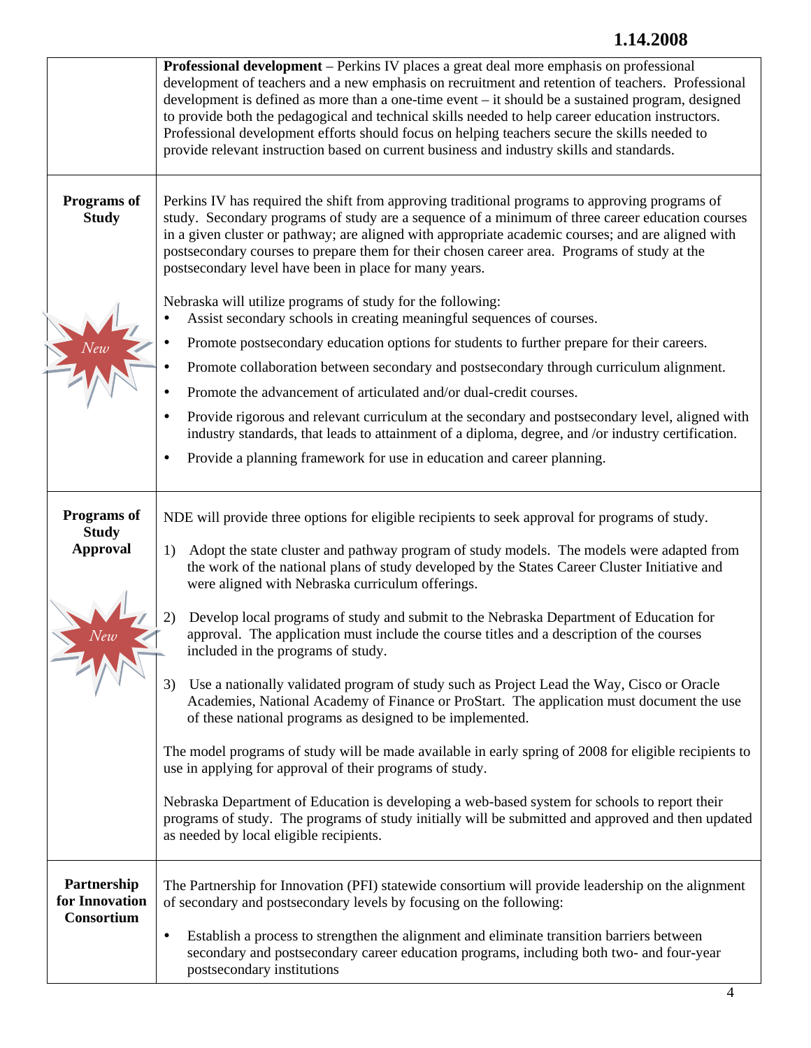| | |
|---|---|
| | **Professional development** – Perkins IV places a great deal more emphasis on professional development of teachers and a new emphasis on recruitment and retention of teachers. Professional development is defined as more than a one-time event – it should be a sustained program, designed to provide both the pedagogical and technical skills needed to help career education instructors. Professional development efforts should focus on helping teachers secure the skills needed to provide relevant instruction based on current business and industry skills and standards. |
| **Programs of Study**<br><br>*New* | Perkins IV has required the shift from approving traditional programs to approving programs of study. Secondary programs of study are a sequence of a minimum of three career education courses in a given cluster or pathway; are aligned with appropriate academic courses; and are aligned with postsecondary courses to prepare them for their chosen career area. Programs of study at the postsecondary level have been in place for many years.<br><br>Nebraska will utilize programs of study for the following:<br>• Assist secondary schools in creating meaningful sequences of courses.<br>• Promote postsecondary education options for students to further prepare for their careers.<br>• Promote collaboration between secondary and postsecondary through curriculum alignment.<br>• Promote the advancement of articulated and/or dual-credit courses.<br>• Provide rigorous and relevant curriculum at the secondary and postsecondary level, aligned with industry standards, that leads to attainment of a diploma, degree, and /or industry certification.<br>• Provide a planning framework for use in education and career planning. |
| **Programs of Study Approval**<br><br>*New* | NDE will provide three options for eligible recipients to seek approval for programs of study.<br><br>1) Adopt the state cluster and pathway program of study models. The models were adapted from the work of the national plans of study developed by the States Career Cluster Initiative and were aligned with Nebraska curriculum offerings.<br><br>2) Develop local programs of study and submit to the Nebraska Department of Education for approval. The application must include the course titles and a description of the courses included in the programs of study.<br><br>3) Use a nationally validated program of study such as Project Lead the Way, Cisco or Oracle Academies, National Academy of Finance or ProStart. The application must document the use of these national programs as designed to be implemented.<br><br>The model programs of study will be made available in early spring of 2008 for eligible recipients to use in applying for approval of their programs of study.<br><br>Nebraska Department of Education is developing a web-based system for schools to report their programs of study. The programs of study initially will be submitted and approved and then updated as needed by local eligible recipients. |
| **Partnership for Innovation Consortium** | The Partnership for Innovation (PFI) statewide consortium will provide leadership on the alignment of secondary and postsecondary levels by focusing on the following:<br><br>• Establish a process to strengthen the alignment and eliminate transition barriers between secondary and postsecondary career education programs, including both two- and four-year postsecondary institutions |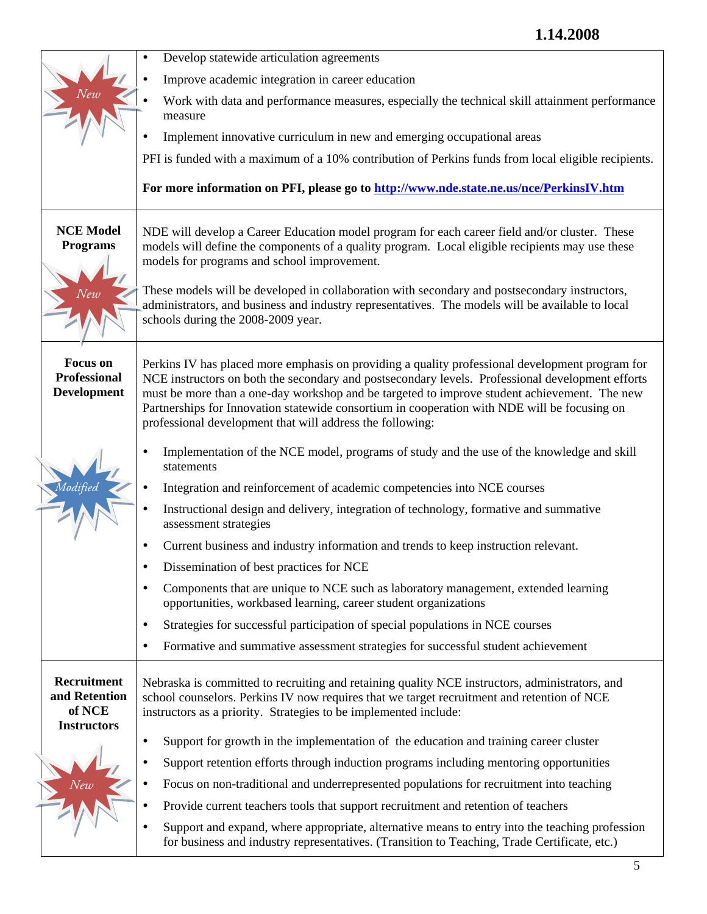| | |
|---|---|
| *New* | • Develop statewide articulation agreements<br>• Improve academic integration in career education<br>• Work with data and performance measures, especially the technical skill attainment performance measure<br>• Implement innovative curriculum in new and emerging occupational areas<br><br>PFI is funded with a maximum of a 10% contribution of Perkins funds from local eligible recipients.<br><br>**For more information on PFI, please go to [http://www.nde.state.ne.us/nce/PerkinsIV.htm](http://www.nde.state.ne.us/nce/PerkinsIV.htm)** |
| **NCE Model Programs**<br><br>*New* | NDE will develop a Career Education model program for each career field and/or cluster. These models will define the components of a quality program. Local eligible recipients may use these models for programs and school improvement.<br><br>These models will be developed in collaboration with secondary and postsecondary instructors, administrators, and business and industry representatives. The models will be available to local schools during the 2008-2009 year. |
| **Focus on Professional Development**<br><br>*Modified* | Perkins IV has placed more emphasis on providing a quality professional development program for NCE instructors on both the secondary and postsecondary levels. Professional development efforts must be more than a one-day workshop and be targeted to improve student achievement. The new Partnerships for Innovation statewide consortium in cooperation with NDE will be focusing on professional development that will address the following:<br><br>• Implementation of the NCE model, programs of study and the use of the knowledge and skill statements<br>• Integration and reinforcement of academic competencies into NCE courses<br>• Instructional design and delivery, integration of technology, formative and summative assessment strategies<br>• Current business and industry information and trends to keep instruction relevant.<br>• Dissemination of best practices for NCE<br>• Components that are unique to NCE such as laboratory management, extended learning opportunities, workbased learning, career student organizations<br>• Strategies for successful participation of special populations in NCE courses<br>• Formative and summative assessment strategies for successful student achievement |
| **Recruitment and Retention of NCE Instructors**<br><br>*New* | Nebraska is committed to recruiting and retaining quality NCE instructors, administrators, and school counselors. Perkins IV now requires that we target recruitment and retention of NCE instructors as a priority. Strategies to be implemented include:<br><br>• Support for growth in the implementation of the education and training career cluster<br>• Support retention efforts through induction programs including mentoring opportunities<br>• Focus on non-traditional and underrepresented populations for recruitment into teaching<br>• Provide current teachers tools that support recruitment and retention of teachers<br>• Support and expand, where appropriate, alternative means to entry into the teaching profession for business and industry representatives. (Transition to Teaching, Trade Certificate, etc.) |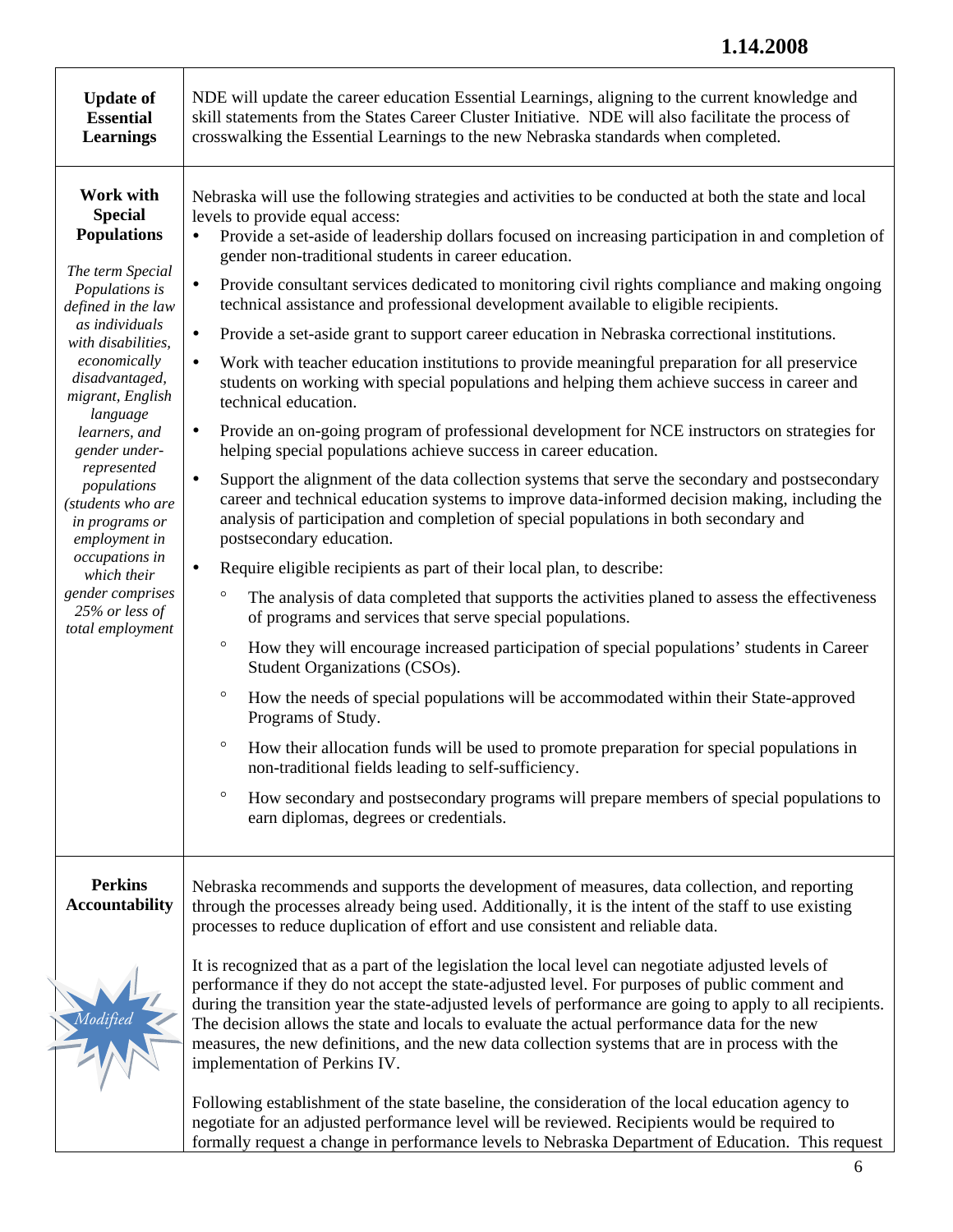| | |
|---|---|
| **Update of Essential Learnings** | NDE will update the career education Essential Learnings, aligning to the current knowledge and skill statements from the States Career Cluster Initiative. NDE will also facilitate the process of crosswalking the Essential Learnings to the new Nebraska standards when completed. |
| **Work with Special Populations**<br><br>*The term Special Populations is defined in the law as individuals with disabilities, economically disadvantaged, migrant, English language learners, and gender under-represented populations (students who are in programs or employment in occupations in which their gender comprises 25% or less of total employment* | Nebraska will use the following strategies and activities to be conducted at both the state and local levels to provide equal access:<br>• Provide a set-aside of leadership dollars focused on increasing participation in and completion of gender non-traditional students in career education.<br>• Provide consultant services dedicated to monitoring civil rights compliance and making ongoing technical assistance and professional development available to eligible recipients.<br>• Provide a set-aside grant to support career education in Nebraska correctional institutions.<br>• Work with teacher education institutions to provide meaningful preparation for all preservice students on working with special populations and helping them achieve success in career and technical education.<br>• Provide an on-going program of professional development for NCE instructors on strategies for helping special populations achieve success in career education.<br>• Support the alignment of the data collection systems that serve the secondary and postsecondary career and technical education systems to improve data-informed decision making, including the analysis of participation and completion of special populations in both secondary and postsecondary education.<br>• Require eligible recipients as part of their local plan, to describe:<br>  ◦ The analysis of data completed that supports the activities planed to assess the effectiveness of programs and services that serve special populations.<br>  ◦ How they will encourage increased participation of special populations' students in Career Student Organizations (CSOs).<br>  ◦ How the needs of special populations will be accommodated within their State-approved Programs of Study.<br>  ◦ How their allocation funds will be used to promote preparation for special populations in non-traditional fields leading to self-sufficiency.<br>  ◦ How secondary and postsecondary programs will prepare members of special populations to earn diplomas, degrees or credentials. |
| **Perkins Accountability**<br><br>*Modified* | Nebraska recommends and supports the development of measures, data collection, and reporting through the processes already being used. Additionally, it is the intent of the staff to use existing processes to reduce duplication of effort and use consistent and reliable data.<br><br>It is recognized that as a part of the legislation the local level can negotiate adjusted levels of performance if they do not accept the state-adjusted level. For purposes of public comment and during the transition year the state-adjusted levels of performance are going to apply to all recipients. The decision allows the state and locals to evaluate the actual performance data for the new measures, the new definitions, and the new data collection systems that are in process with the implementation of Perkins IV.<br><br>Following establishment of the state baseline, the consideration of the local education agency to negotiate for an adjusted performance level will be reviewed. Recipients would be required to formally request a change in performance levels to Nebraska Department of Education. This request |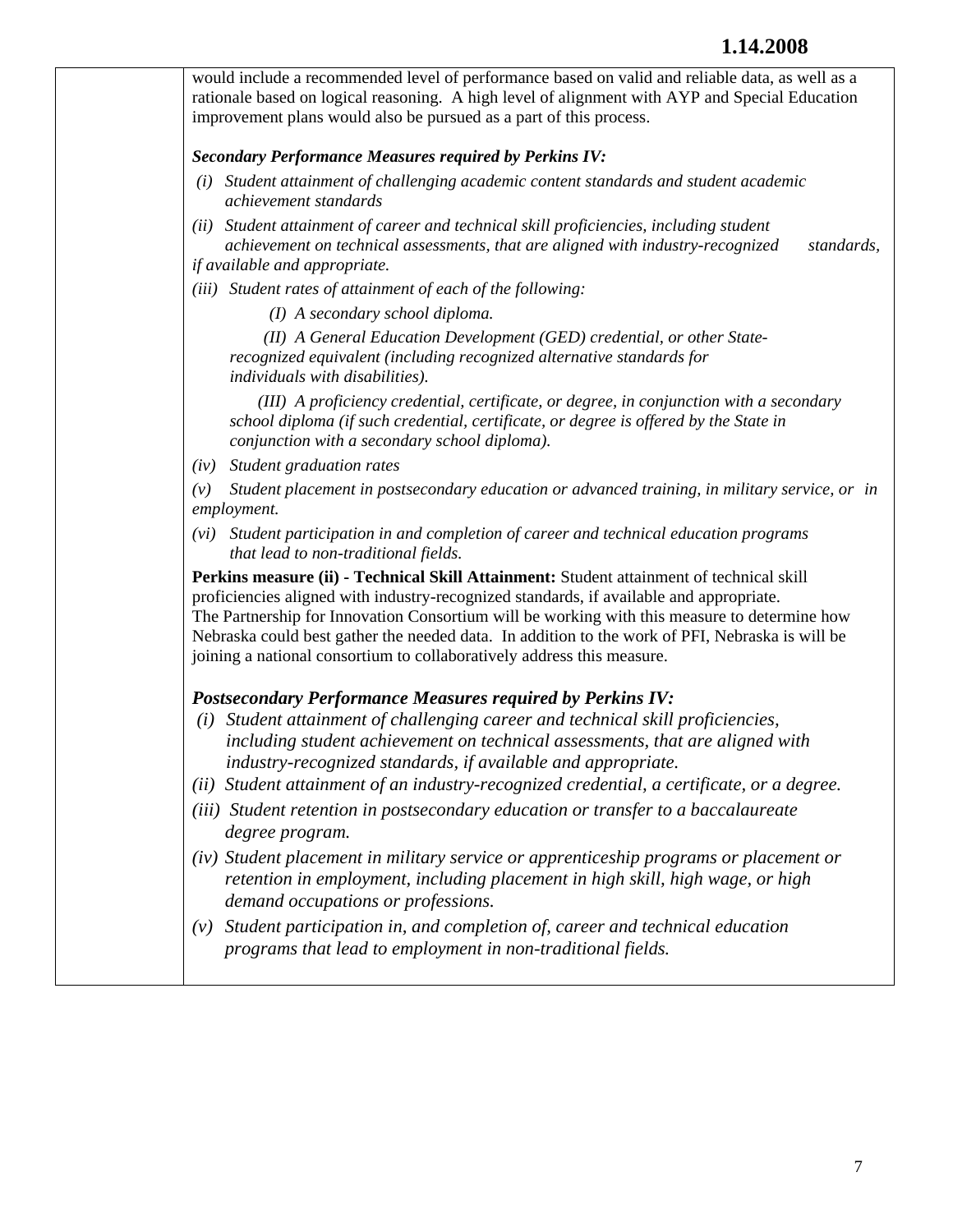would include a recommended level of performance based on valid and reliable data, as well as a rationale based on logical reasoning. A high level of alignment with AYP and Special Education improvement plans would also be pursued as a part of this process.

***Secondary Performance Measures required by Perkins IV:***

*(i) Student attainment of challenging academic content standards and student academic achievement standards*

*(ii) Student attainment of career and technical skill proficiencies, including student achievement on technical assessments, that are aligned with industry-recognized standards, if available and appropriate.*

*(iii) Student rates of attainment of each of the following:*

*(I) A secondary school diploma.*

*(II) A General Education Development (GED) credential, or other State-recognized equivalent (including recognized alternative standards for individuals with disabilities).*

*(III) A proficiency credential, certificate, or degree, in conjunction with a secondary school diploma (if such credential, certificate, or degree is offered by the State in conjunction with a secondary school diploma).*

*(iv) Student graduation rates*

*(v) Student placement in postsecondary education or advanced training, in military service, or in employment.*

*(vi) Student participation in and completion of career and technical education programs that lead to non-traditional fields.*

**Perkins measure (ii) - Technical Skill Attainment:** Student attainment of technical skill proficiencies aligned with industry-recognized standards, if available and appropriate.
The Partnership for Innovation Consortium will be working with this measure to determine how Nebraska could best gather the needed data. In addition to the work of PFI, Nebraska is will be joining a national consortium to collaboratively address this measure.

***Postsecondary Performance Measures required by Perkins IV:***

*(i) Student attainment of challenging career and technical skill proficiencies, including student achievement on technical assessments, that are aligned with industry-recognized standards, if available and appropriate.*

*(ii) Student attainment of an industry-recognized credential, a certificate, or a degree.*

*(iii) Student retention in postsecondary education or transfer to a baccalaureate degree program.*

*(iv) Student placement in military service or apprenticeship programs or placement or retention in employment, including placement in high skill, high wage, or high demand occupations or professions.*

*(v) Student participation in, and completion of, career and technical education programs that lead to employment in non-traditional fields.*